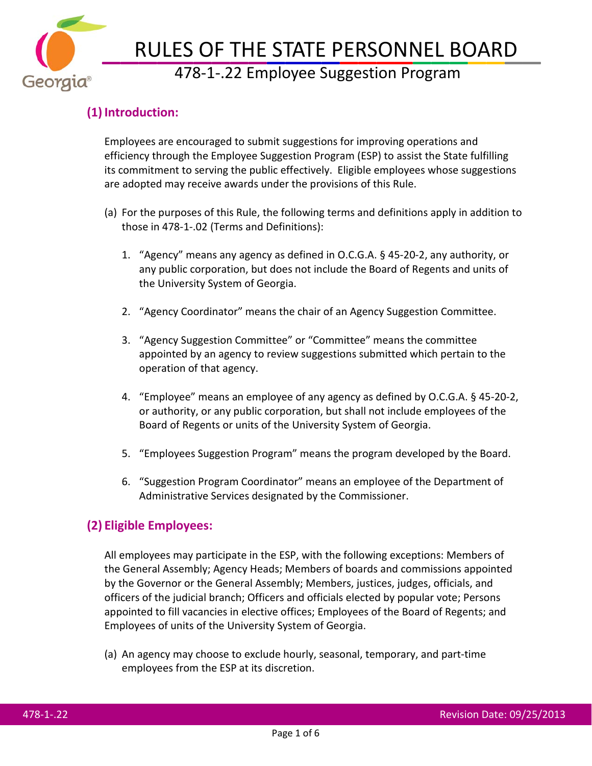# RULES OF THE STATE PERSONNEL BOARD

## 478-1-.22 Employee Suggestion Program

### (1) Introduction:

Employees are encouraged to submit suggestions for improving operations and efficiency through the Employee Suggestion Program (ESP) to assist the State fulfilling its commitment to serving the public effectively. Eligible employees whose suggestions are adopted may receive awards under the provisions of this Rule.

(a) For the purposes of this Rule, the following terms and definitions apply in addition to those in 478-1-.02 (Terms and Definitions):

1. "Agency" means any agency as defined in O.C.G.A. § 45-20-2, any authority, or any public corporation, but does not include the Board of Regents and units of the University System of Georgia.

2. "Agency Coordinator" means the chair of an Agency Suggestion Committee.

3. "Agency Suggestion Committee" or "Committee" means the committee appointed by an agency to review suggestions submitted which pertain to the operation of that agency.

4. "Employee" means an employee of any agency as defined by O.C.G.A. § 45-20-2, or authority, or any public corporation, but shall not include employees of the Board of Regents or units of the University System of Georgia.

5. "Employees Suggestion Program" means the program developed by the Board.

6. "Suggestion Program Coordinator" means an employee of the Department of Administrative Services designated by the Commissioner.

### (2) Eligible Employees:

All employees may participate in the ESP, with the following exceptions: Members of the General Assembly; Agency Heads; Members of boards and commissions appointed by the Governor or the General Assembly; Members, justices, judges, officials, and officers of the judicial branch; Officers and officials elected by popular vote; Persons appointed to fill vacancies in elective offices; Employees of the Board of Regents; and Employees of units of the University System of Georgia.

(a) An agency may choose to exclude hourly, seasonal, temporary, and part-time employees from the ESP at its discretion.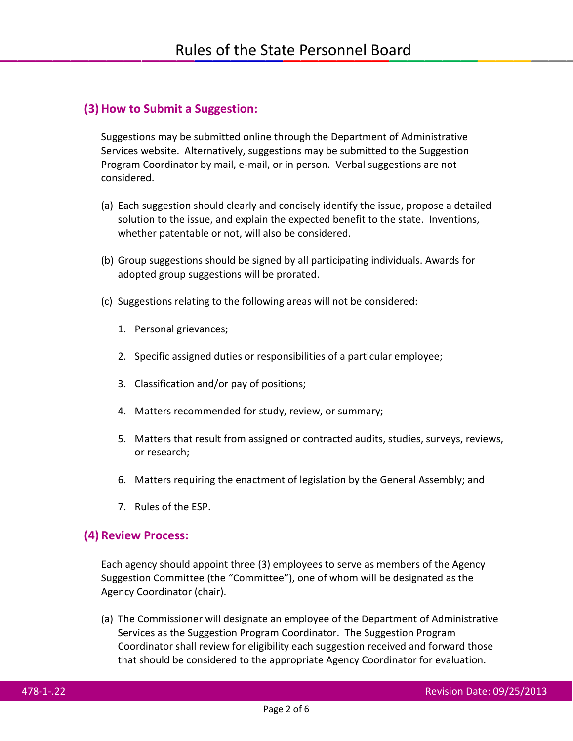## (3) How to Submit a Suggestion:

Suggestions may be submitted online through the Department of Administrative Services website. Alternatively, suggestions may be submitted to the Suggestion Program Coordinator by mail, e-mail, or in person. Verbal suggestions are not considered.

(a) Each suggestion should clearly and concisely identify the issue, propose a detailed solution to the issue, and explain the expected benefit to the state. Inventions, whether patentable or not, will also be considered.

(b) Group suggestions should be signed by all participating individuals. Awards for adopted group suggestions will be prorated.

(c) Suggestions relating to the following areas will not be considered:

1. Personal grievances;

2. Specific assigned duties or responsibilities of a particular employee;

3. Classification and/or pay of positions;

4. Matters recommended for study, review, or summary;

5. Matters that result from assigned or contracted audits, studies, surveys, reviews, or research;

6. Matters requiring the enactment of legislation by the General Assembly; and

7. Rules of the ESP.

## (4) Review Process:

Each agency should appoint three (3) employees to serve as members of the Agency Suggestion Committee (the "Committee"), one of whom will be designated as the Agency Coordinator (chair).

(a) The Commissioner will designate an employee of the Department of Administrative Services as the Suggestion Program Coordinator. The Suggestion Program Coordinator shall review for eligibility each suggestion received and forward those that should be considered to the appropriate Agency Coordinator for evaluation.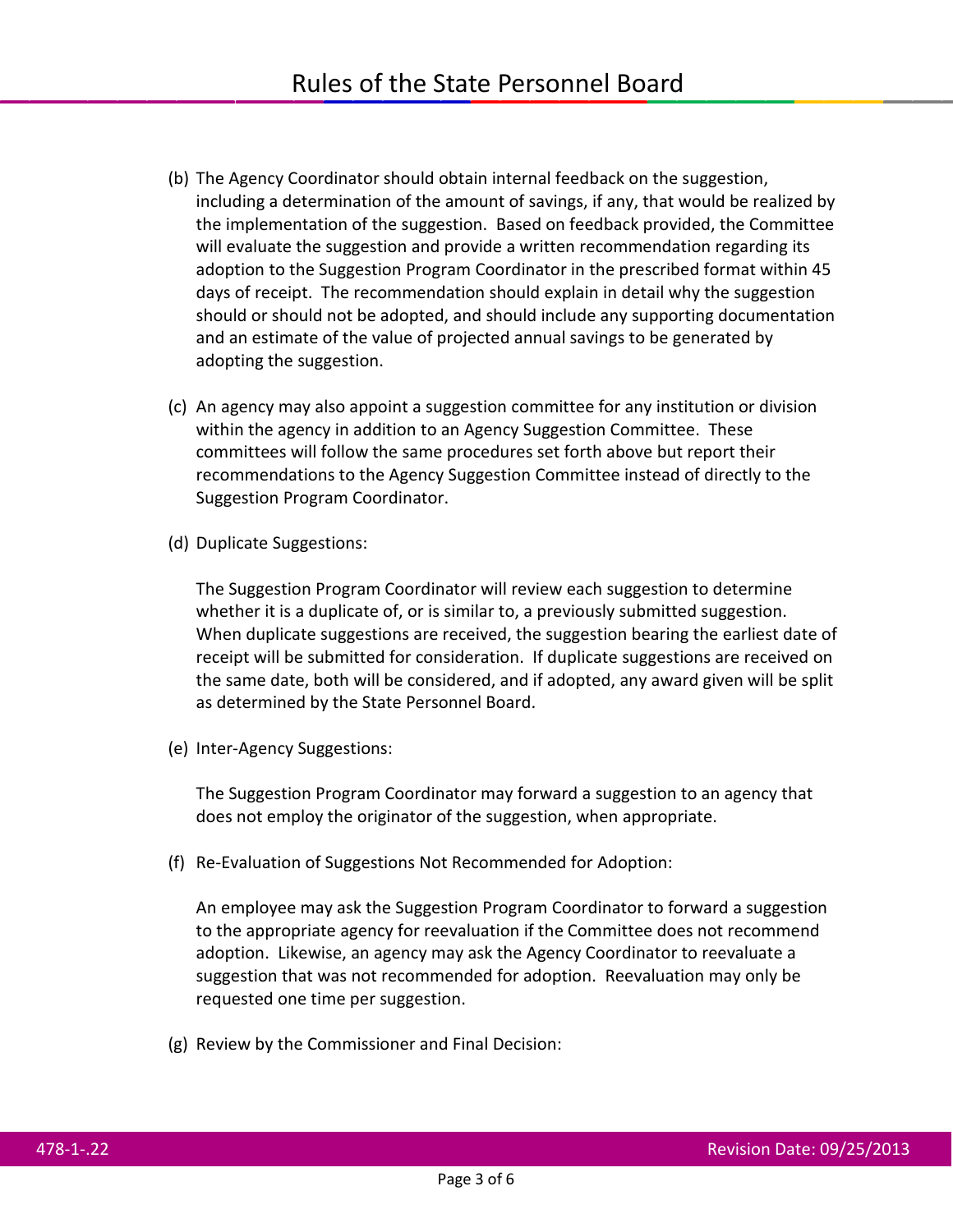(b) The Agency Coordinator should obtain internal feedback on the suggestion, including a determination of the amount of savings, if any, that would be realized by the implementation of the suggestion. Based on feedback provided, the Committee will evaluate the suggestion and provide a written recommendation regarding its adoption to the Suggestion Program Coordinator in the prescribed format within 45 days of receipt. The recommendation should explain in detail why the suggestion should or should not be adopted, and should include any supporting documentation and an estimate of the value of projected annual savings to be generated by adopting the suggestion.

(c) An agency may also appoint a suggestion committee for any institution or division within the agency in addition to an Agency Suggestion Committee. These committees will follow the same procedures set forth above but report their recommendations to the Agency Suggestion Committee instead of directly to the Suggestion Program Coordinator.

(d) Duplicate Suggestions:

The Suggestion Program Coordinator will review each suggestion to determine whether it is a duplicate of, or is similar to, a previously submitted suggestion. When duplicate suggestions are received, the suggestion bearing the earliest date of receipt will be submitted for consideration. If duplicate suggestions are received on the same date, both will be considered, and if adopted, any award given will be split as determined by the State Personnel Board.

(e) Inter-Agency Suggestions:

The Suggestion Program Coordinator may forward a suggestion to an agency that does not employ the originator of the suggestion, when appropriate.

(f) Re-Evaluation of Suggestions Not Recommended for Adoption:

An employee may ask the Suggestion Program Coordinator to forward a suggestion to the appropriate agency for reevaluation if the Committee does not recommend adoption. Likewise, an agency may ask the Agency Coordinator to reevaluate a suggestion that was not recommended for adoption. Reevaluation may only be requested one time per suggestion.

(g) Review by the Commissioner and Final Decision: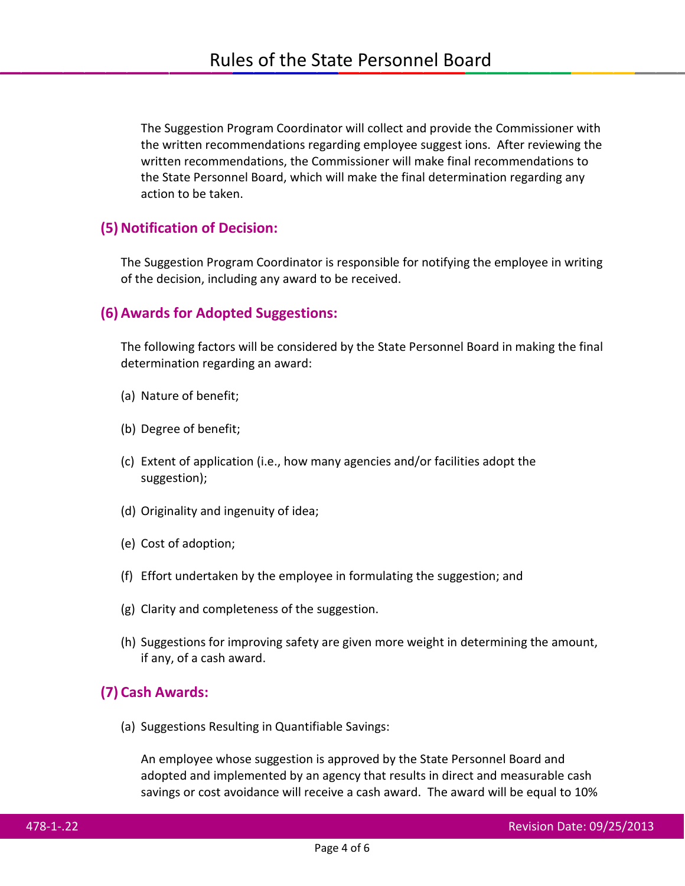The Suggestion Program Coordinator will collect and provide the Commissioner with the written recommendations regarding employee suggest ions. After reviewing the written recommendations, the Commissioner will make final recommendations to the State Personnel Board, which will make the final determination regarding any action to be taken.

## (5) Notification of Decision:

The Suggestion Program Coordinator is responsible for notifying the employee in writing of the decision, including any award to be received.

## (6) Awards for Adopted Suggestions:

The following factors will be considered by the State Personnel Board in making the final determination regarding an award:

(a) Nature of benefit;

(b) Degree of benefit;

(c) Extent of application (i.e., how many agencies and/or facilities adopt the suggestion);

(d) Originality and ingenuity of idea;

(e) Cost of adoption;

(f) Effort undertaken by the employee in formulating the suggestion; and

(g) Clarity and completeness of the suggestion.

(h) Suggestions for improving safety are given more weight in determining the amount, if any, of a cash award.

## (7) Cash Awards:

(a) Suggestions Resulting in Quantifiable Savings:

An employee whose suggestion is approved by the State Personnel Board and adopted and implemented by an agency that results in direct and measurable cash savings or cost avoidance will receive a cash award. The award will be equal to 10%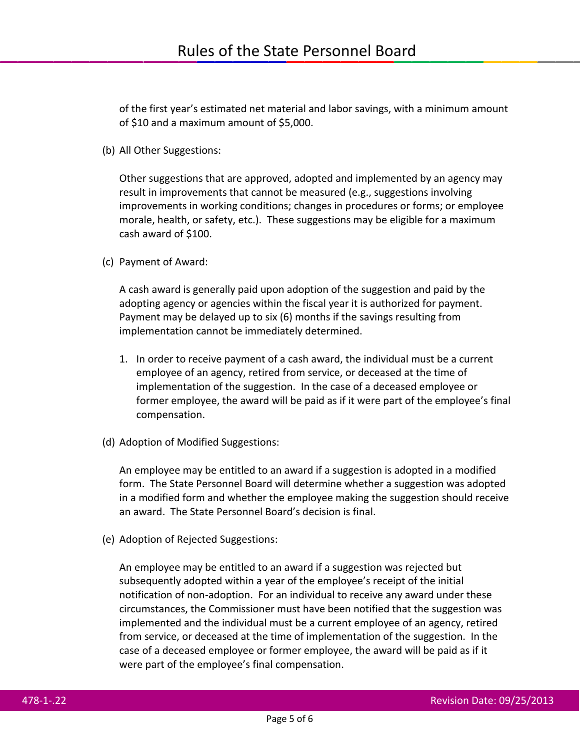of the first year's estimated net material and labor savings, with a minimum amount of $10 and a maximum amount of $5,000.

(b) All Other Suggestions:

Other suggestions that are approved, adopted and implemented by an agency may result in improvements that cannot be measured (e.g., suggestions involving improvements in working conditions; changes in procedures or forms; or employee morale, health, or safety, etc.). These suggestions may be eligible for a maximum cash award of $100.

(c) Payment of Award:

A cash award is generally paid upon adoption of the suggestion and paid by the adopting agency or agencies within the fiscal year it is authorized for payment. Payment may be delayed up to six (6) months if the savings resulting from implementation cannot be immediately determined.

1. In order to receive payment of a cash award, the individual must be a current employee of an agency, retired from service, or deceased at the time of implementation of the suggestion. In the case of a deceased employee or former employee, the award will be paid as if it were part of the employee's final compensation.

(d) Adoption of Modified Suggestions:

An employee may be entitled to an award if a suggestion is adopted in a modified form. The State Personnel Board will determine whether a suggestion was adopted in a modified form and whether the employee making the suggestion should receive an award. The State Personnel Board's decision is final.

(e) Adoption of Rejected Suggestions:

An employee may be entitled to an award if a suggestion was rejected but subsequently adopted within a year of the employee's receipt of the initial notification of non-adoption. For an individual to receive any award under these circumstances, the Commissioner must have been notified that the suggestion was implemented and the individual must be a current employee of an agency, retired from service, or deceased at the time of implementation of the suggestion. In the case of a deceased employee or former employee, the award will be paid as if it were part of the employee's final compensation.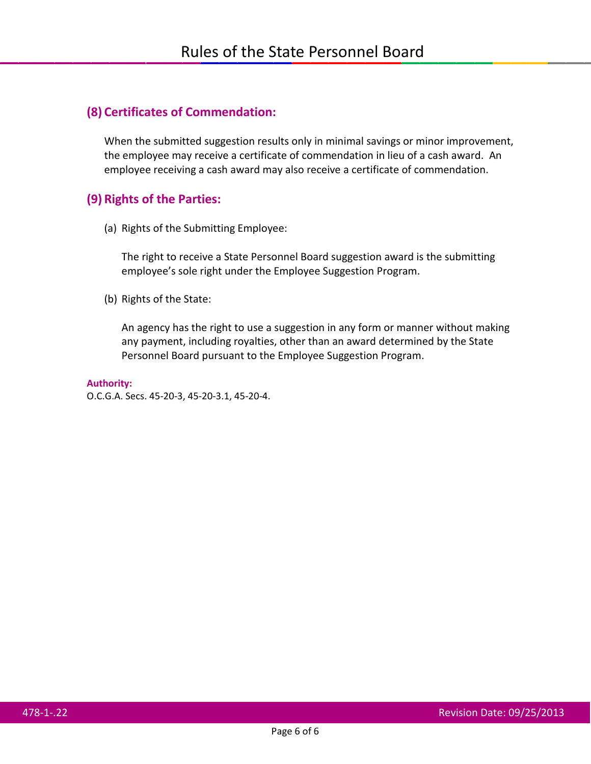## (8) Certificates of Commendation:

When the submitted suggestion results only in minimal savings or minor improvement, the employee may receive a certificate of commendation in lieu of a cash award. An employee receiving a cash award may also receive a certificate of commendation.

## (9) Rights of the Parties:

(a) Rights of the Submitting Employee:

The right to receive a State Personnel Board suggestion award is the submitting employee's sole right under the Employee Suggestion Program.

(b) Rights of the State:

An agency has the right to use a suggestion in any form or manner without making any payment, including royalties, other than an award determined by the State Personnel Board pursuant to the Employee Suggestion Program.

**Authority:**
O.C.G.A. Secs. 45-20-3, 45-20-3.1, 45-20-4.

478-1-.22 Revision Date: 09/25/2013